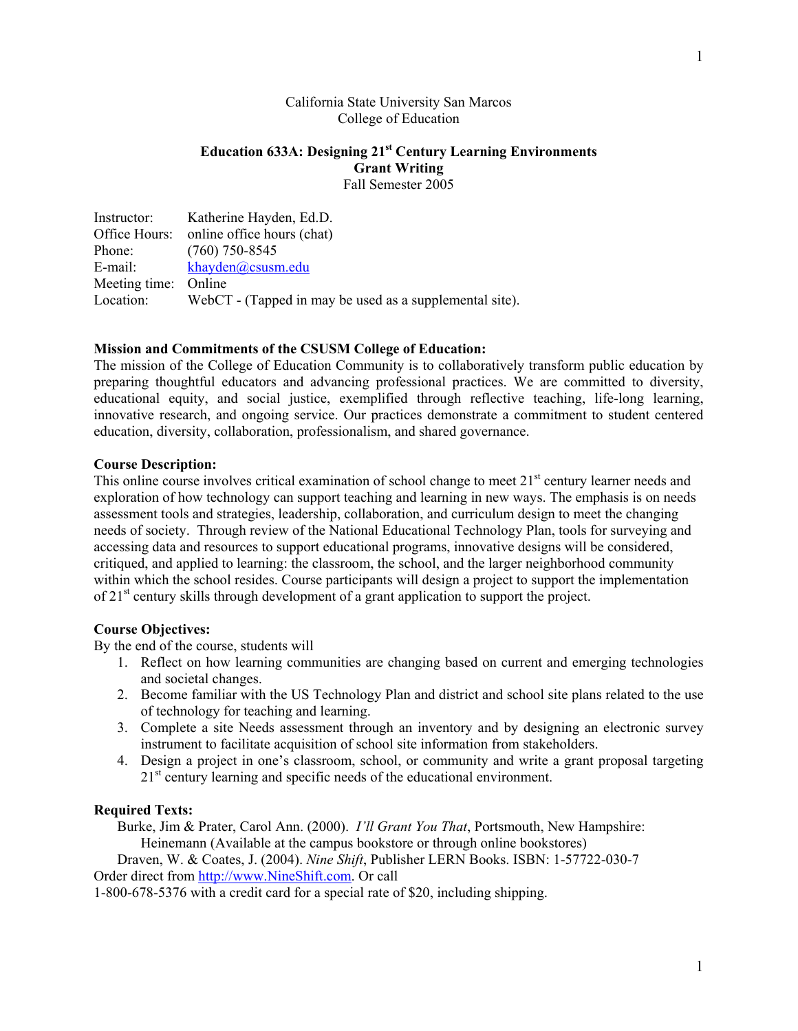California State University San Marcos
College of Education

# Education 633A: Designing 21st Century Learning Environments
## Grant Writing
Fall Semester 2005

Instructor: Katherine Hayden, Ed.D.
Office Hours: online office hours (chat)
Phone: (760) 750-8545
E-mail: khayden@csusm.edu
Meeting time: Online
Location: WebCT - (Tapped in may be used as a supplemental site).

**Mission and Commitments of the CSUSM College of Education:**
The mission of the College of Education Community is to collaboratively transform public education by preparing thoughtful educators and advancing professional practices. We are committed to diversity, educational equity, and social justice, exemplified through reflective teaching, life-long learning, innovative research, and ongoing service. Our practices demonstrate a commitment to student centered education, diversity, collaboration, professionalism, and shared governance.

**Course Description:**
This online course involves critical examination of school change to meet 21st century learner needs and exploration of how technology can support teaching and learning in new ways. The emphasis is on needs assessment tools and strategies, leadership, collaboration, and curriculum design to meet the changing needs of society. Through review of the National Educational Technology Plan, tools for surveying and accessing data and resources to support educational programs, innovative designs will be considered, critiqued, and applied to learning: the classroom, the school, and the larger neighborhood community within which the school resides. Course participants will design a project to support the implementation of 21st century skills through development of a grant application to support the project.

**Course Objectives:**
By the end of the course, students will

1. Reflect on how learning communities are changing based on current and emerging technologies and societal changes.
2. Become familiar with the US Technology Plan and district and school site plans related to the use of technology for teaching and learning.
3. Complete a site Needs assessment through an inventory and by designing an electronic survey instrument to facilitate acquisition of school site information from stakeholders.
4. Design a project in one's classroom, school, or community and write a grant proposal targeting 21st century learning and specific needs of the educational environment.

**Required Texts:**
Burke, Jim & Prater, Carol Ann. (2000). *I'll Grant You That*, Portsmouth, New Hampshire: Heinemann (Available at the campus bookstore or through online bookstores)
Draven, W. & Coates, J. (2004). *Nine Shift*, Publisher LERN Books. ISBN: 1-57722-030-7
Order direct from http://www.NineShift.com. Or call
1-800-678-5376 with a credit card for a special rate of $20, including shipping.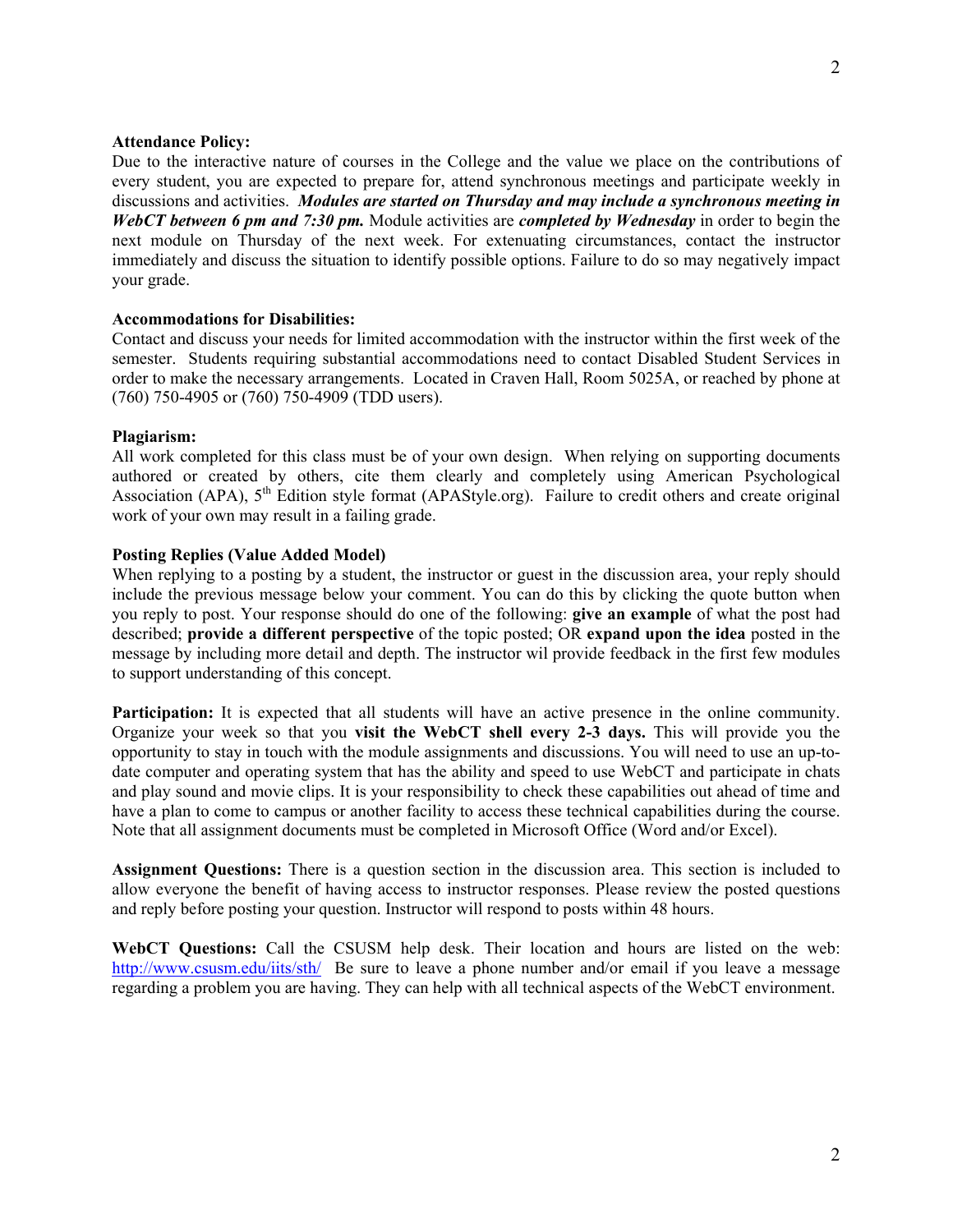**Attendance Policy:**
Due to the interactive nature of courses in the College and the value we place on the contributions of every student, you are expected to prepare for, attend synchronous meetings and participate weekly in discussions and activities. ***Modules are started on Thursday and may include a synchronous meeting in WebCT between 6 pm and 7:30 pm.*** Module activities are ***completed by Wednesday*** in order to begin the next module on Thursday of the next week. For extenuating circumstances, contact the instructor immediately and discuss the situation to identify possible options. Failure to do so may negatively impact your grade.

**Accommodations for Disabilities:**
Contact and discuss your needs for limited accommodation with the instructor within the first week of the semester. Students requiring substantial accommodations need to contact Disabled Student Services in order to make the necessary arrangements. Located in Craven Hall, Room 5025A, or reached by phone at (760) 750-4905 or (760) 750-4909 (TDD users).

**Plagiarism:**
All work completed for this class must be of your own design. When relying on supporting documents authored or created by others, cite them clearly and completely using American Psychological Association (APA), 5th Edition style format (APAStyle.org). Failure to credit others and create original work of your own may result in a failing grade.

**Posting Replies (Value Added Model)**
When replying to a posting by a student, the instructor or guest in the discussion area, your reply should include the previous message below your comment. You can do this by clicking the quote button when you reply to post. Your response should do one of the following: **give an example** of what the post had described; **provide a different perspective** of the topic posted; OR **expand upon the idea** posted in the message by including more detail and depth. The instructor wil provide feedback in the first few modules to support understanding of this concept.

**Participation:** It is expected that all students will have an active presence in the online community. Organize your week so that you **visit the WebCT shell every 2-3 days.** This will provide you the opportunity to stay in touch with the module assignments and discussions. You will need to use an up-to-date computer and operating system that has the ability and speed to use WebCT and participate in chats and play sound and movie clips. It is your responsibility to check these capabilities out ahead of time and have a plan to come to campus or another facility to access these technical capabilities during the course. Note that all assignment documents must be completed in Microsoft Office (Word and/or Excel).

**Assignment Questions:** There is a question section in the discussion area. This section is included to allow everyone the benefit of having access to instructor responses. Please review the posted questions and reply before posting your question. Instructor will respond to posts within 48 hours.

**WebCT Questions:** Call the CSUSM help desk. Their location and hours are listed on the web: http://www.csusm.edu/iits/sth/ Be sure to leave a phone number and/or email if you leave a message regarding a problem you are having. They can help with all technical aspects of the WebCT environment.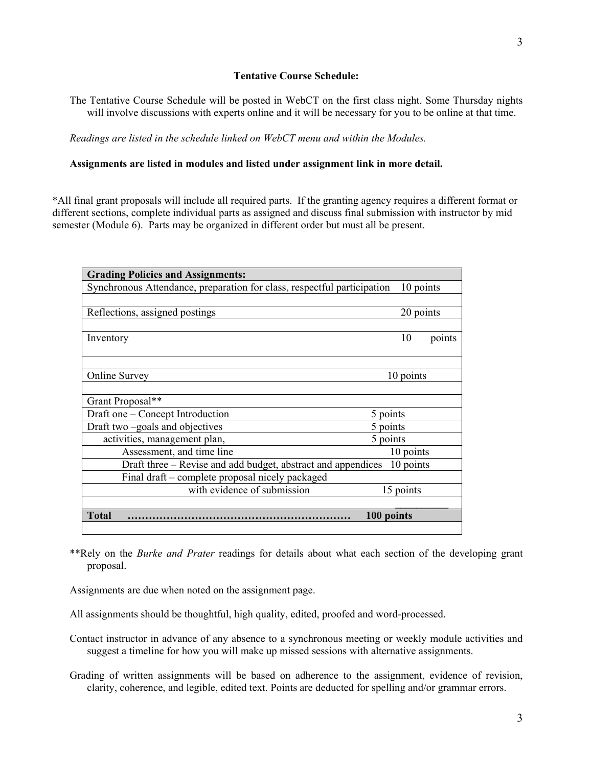**Tentative Course Schedule:**

The Tentative Course Schedule will be posted in WebCT on the first class night. Some Thursday nights will involve discussions with experts online and it will be necessary for you to be online at that time.

*Readings are listed in the schedule linked on WebCT menu and within the Modules.*

**Assignments are listed in modules and listed under assignment link in more detail.**

*All final grant proposals will include all required parts. If the granting agency requires a different format or different sections, complete individual parts as assigned and discuss final submission with instructor by mid semester (Module 6). Parts may be organized in different order but must all be present.

| **Grading Policies and Assignments:** | |
|---|---|
| Synchronous Attendance, preparation for class, respectful participation | 10 points |
| | |
| Reflections, assigned postings | 20 points |
| | |
| Inventory | 10 points |
| | |
| Online Survey | 10 points |
| | |
| Grant Proposal** | |
| Draft one – Concept Introduction | 5 points |
| Draft two –goals and objectives | 5 points |
| activities, management plan, | 5 points |
| Assessment, and time line | 10 points |
| Draft three – Revise and add budget, abstract and appendices | 10 points |
| Final draft – complete proposal nicely packaged | |
| with evidence of submission | 15 points |
| | |
| **Total** | **100 points** |

**Rely on the *Burke and Prater* readings for details about what each section of the developing grant proposal.

Assignments are due when noted on the assignment page.

All assignments should be thoughtful, high quality, edited, proofed and word-processed.

Contact instructor in advance of any absence to a synchronous meeting or weekly module activities and suggest a timeline for how you will make up missed sessions with alternative assignments.

Grading of written assignments will be based on adherence to the assignment, evidence of revision, clarity, coherence, and legible, edited text. Points are deducted for spelling and/or grammar errors.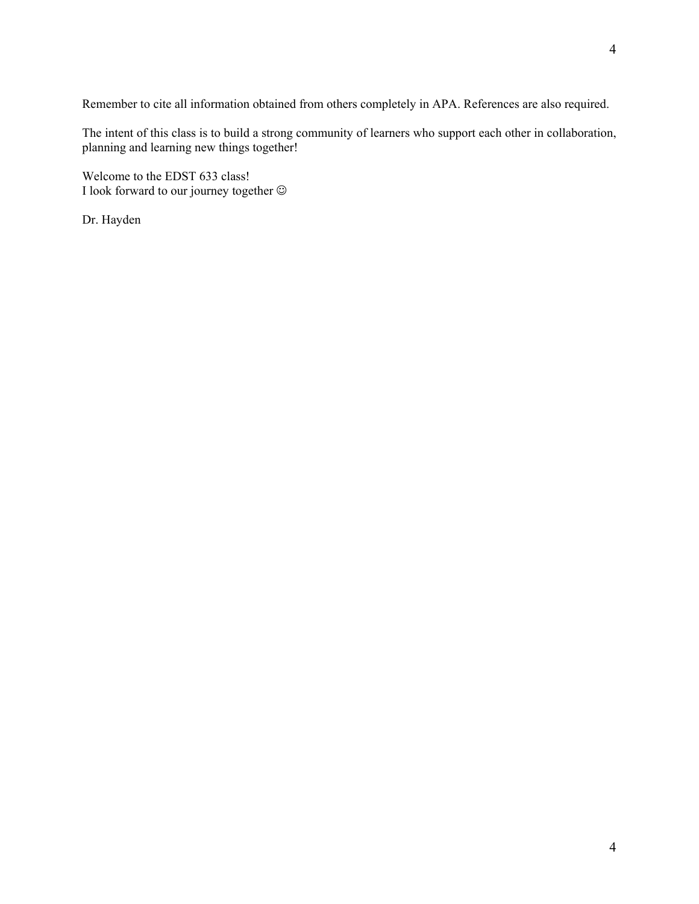Remember to cite all information obtained from others completely in APA. References are also required.

The intent of this class is to build a strong community of learners who support each other in collaboration, planning and learning new things together!

Welcome to the EDST 633 class!
I look forward to our journey together ☺

Dr. Hayden